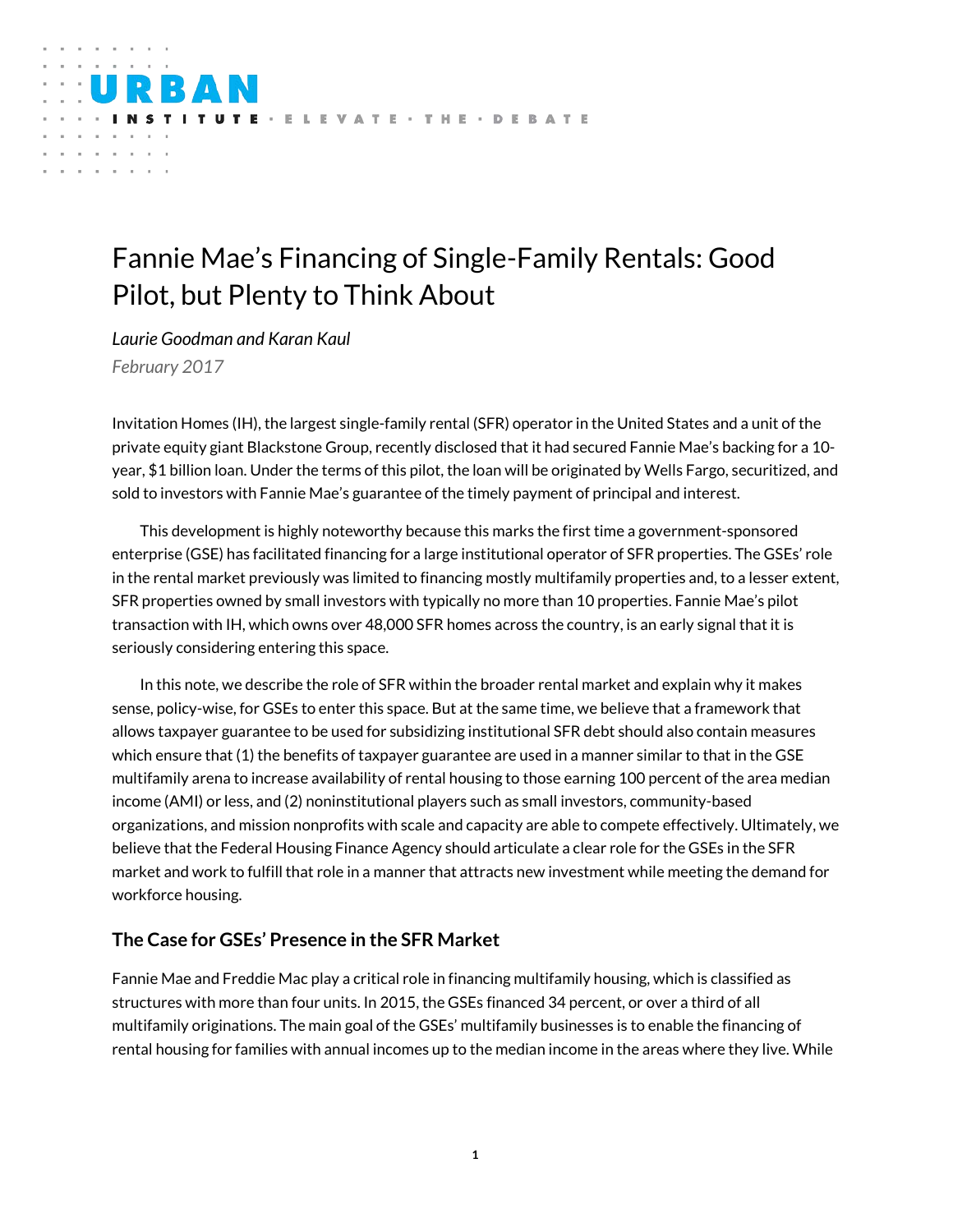# Fannie Mae's Financing of Single-Family Rentals: Good Pilot, but Plenty to Think About

*Laurie Goodman and Karan Kaul*

*February 2017*

Invitation Homes (IH), the largest single-family rental (SFR) operator in the United States and a unit of the private equity giant Blackstone Group, recently disclosed that it had secured Fannie Mae's backing for a 10-year, $1 billion loan. Under the terms of this pilot, the loan will be originated by Wells Fargo, securitized, and sold to investors with Fannie Mae's guarantee of the timely payment of principal and interest.

This development is highly noteworthy because this marks the first time a government-sponsored enterprise (GSE) has facilitated financing for a large institutional operator of SFR properties. The GSEs' role in the rental market previously was limited to financing mostly multifamily properties and, to a lesser extent, SFR properties owned by small investors with typically no more than 10 properties. Fannie Mae's pilot transaction with IH, which owns over 48,000 SFR homes across the country, is an early signal that it is seriously considering entering this space.

In this note, we describe the role of SFR within the broader rental market and explain why it makes sense, policy-wise, for GSEs to enter this space. But at the same time, we believe that a framework that allows taxpayer guarantee to be used for subsidizing institutional SFR debt should also contain measures which ensure that (1) the benefits of taxpayer guarantee are used in a manner similar to that in the GSE multifamily arena to increase availability of rental housing to those earning 100 percent of the area median income (AMI) or less, and (2) noninstitutional players such as small investors, community-based organizations, and mission nonprofits with scale and capacity are able to compete effectively. Ultimately, we believe that the Federal Housing Finance Agency should articulate a clear role for the GSEs in the SFR market and work to fulfill that role in a manner that attracts new investment while meeting the demand for workforce housing.

## The Case for GSEs' Presence in the SFR Market

Fannie Mae and Freddie Mac play a critical role in financing multifamily housing, which is classified as structures with more than four units. In 2015, the GSEs financed 34 percent, or over a third of all multifamily originations. The main goal of the GSEs' multifamily businesses is to enable the financing of rental housing for families with annual incomes up to the median income in the areas where they live. While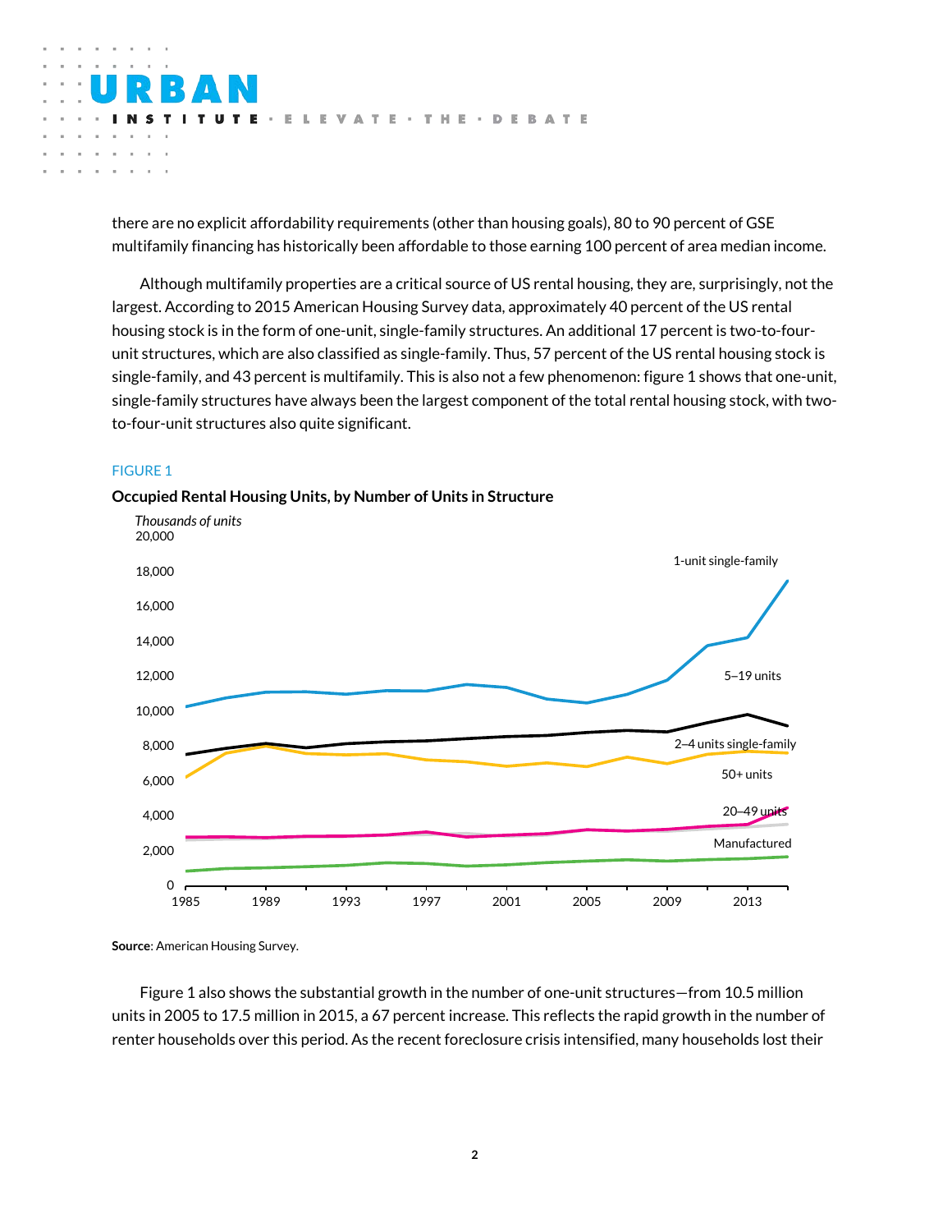there are no explicit affordability requirements (other than housing goals), 80 to 90 percent of GSE multifamily financing has historically been affordable to those earning 100 percent of area median income.

Although multifamily properties are a critical source of US rental housing, they are, surprisingly, not the largest. According to 2015 American Housing Survey data, approximately 40 percent of the US rental housing stock is in the form of one-unit, single-family structures. An additional 17 percent is two-to-four-unit structures, which are also classified as single-family. Thus, 57 percent of the US rental housing stock is single-family, and 43 percent is multifamily. This is also not a few phenomenon: figure 1 shows that one-unit, single-family structures have always been the largest component of the total rental housing stock, with two-to-four-unit structures also quite significant.

FIGURE 1

**Occupied Rental Housing Units, by Number of Units in Structure**

*Thousands of units*

20,000
18,000
16,000
14,000
12,000
10,000
8,000
6,000
4,000
2,000
0

1985
1989
1993
1997
2001
2005
2009
2013

1-unit single-family
5–19 units
2–4 units single-family
50+ units
20–49 units
Manufactured

**Source**: American Housing Survey.

Figure 1 also shows the substantial growth in the number of one-unit structures—from 10.5 million units in 2005 to 17.5 million in 2015, a 67 percent increase. This reflects the rapid growth in the number of renter households over this period. As the recent foreclosure crisis intensified, many households lost their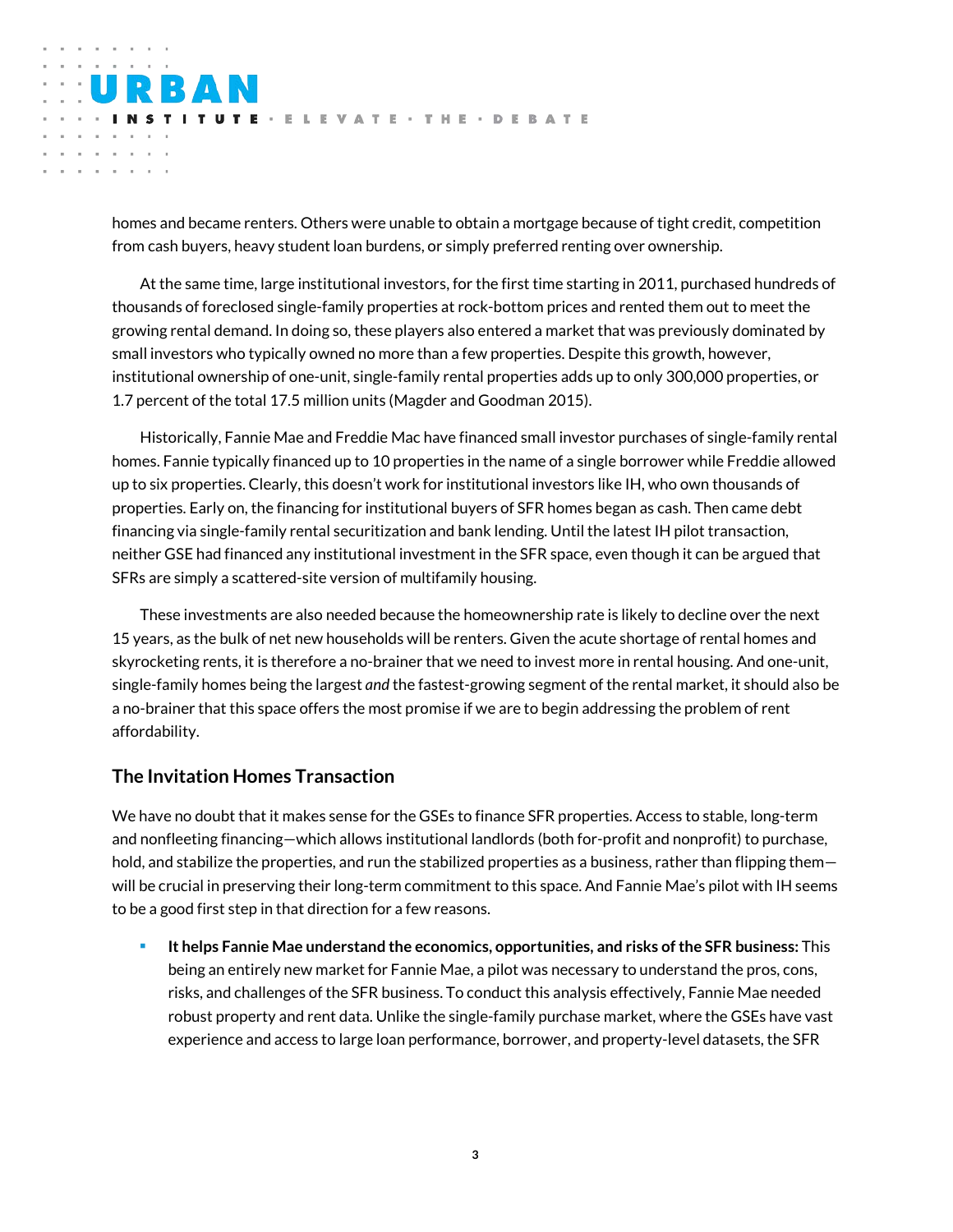homes and became renters. Others were unable to obtain a mortgage because of tight credit, competition from cash buyers, heavy student loan burdens, or simply preferred renting over ownership.

At the same time, large institutional investors, for the first time starting in 2011, purchased hundreds of thousands of foreclosed single-family properties at rock-bottom prices and rented them out to meet the growing rental demand. In doing so, these players also entered a market that was previously dominated by small investors who typically owned no more than a few properties. Despite this growth, however, institutional ownership of one-unit, single-family rental properties adds up to only 300,000 properties, or 1.7 percent of the total 17.5 million units (Magder and Goodman 2015).

Historically, Fannie Mae and Freddie Mac have financed small investor purchases of single-family rental homes. Fannie typically financed up to 10 properties in the name of a single borrower while Freddie allowed up to six properties. Clearly, this doesn't work for institutional investors like IH, who own thousands of properties. Early on, the financing for institutional buyers of SFR homes began as cash. Then came debt financing via single-family rental securitization and bank lending. Until the latest IH pilot transaction, neither GSE had financed any institutional investment in the SFR space, even though it can be argued that SFRs are simply a scattered-site version of multifamily housing.

These investments are also needed because the homeownership rate is likely to decline over the next 15 years, as the bulk of net new households will be renters. Given the acute shortage of rental homes and skyrocketing rents, it is therefore a no-brainer that we need to invest more in rental housing. And one-unit, single-family homes being the largest *and* the fastest-growing segment of the rental market, it should also be a no-brainer that this space offers the most promise if we are to begin addressing the problem of rent affordability.

## The Invitation Homes Transaction

We have no doubt that it makes sense for the GSEs to finance SFR properties. Access to stable, long-term and nonfleeting financing—which allows institutional landlords (both for-profit and nonprofit) to purchase, hold, and stabilize the properties, and run the stabilized properties as a business, rather than flipping them—will be crucial in preserving their long-term commitment to this space. And Fannie Mae's pilot with IH seems to be a good first step in that direction for a few reasons.

- **It helps Fannie Mae understand the economics, opportunities, and risks of the SFR business:** This being an entirely new market for Fannie Mae, a pilot was necessary to understand the pros, cons, risks, and challenges of the SFR business. To conduct this analysis effectively, Fannie Mae needed robust property and rent data. Unlike the single-family purchase market, where the GSEs have vast experience and access to large loan performance, borrower, and property-level datasets, the SFR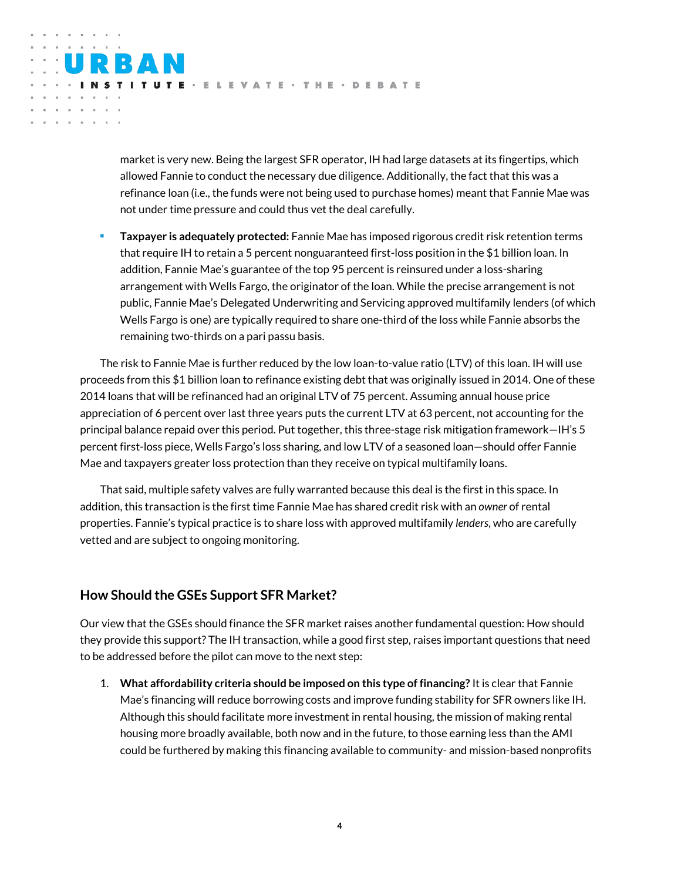market is very new. Being the largest SFR operator, IH had large datasets at its fingertips, which allowed Fannie to conduct the necessary due diligence. Additionally, the fact that this was a refinance loan (i.e., the funds were not being used to purchase homes) meant that Fannie Mae was not under time pressure and could thus vet the deal carefully.

- **Taxpayer is adequately protected:** Fannie Mae has imposed rigorous credit risk retention terms that require IH to retain a 5 percent nonguaranteed first-loss position in the $1 billion loan. In addition, Fannie Mae's guarantee of the top 95 percent is reinsured under a loss-sharing arrangement with Wells Fargo, the originator of the loan. While the precise arrangement is not public, Fannie Mae's Delegated Underwriting and Servicing approved multifamily lenders (of which Wells Fargo is one) are typically required to share one-third of the loss while Fannie absorbs the remaining two-thirds on a pari passu basis.

The risk to Fannie Mae is further reduced by the low loan-to-value ratio (LTV) of this loan. IH will use proceeds from this $1 billion loan to refinance existing debt that was originally issued in 2014. One of these 2014 loans that will be refinanced had an original LTV of 75 percent. Assuming annual house price appreciation of 6 percent over last three years puts the current LTV at 63 percent, not accounting for the principal balance repaid over this period. Put together, this three-stage risk mitigation framework—IH's 5 percent first-loss piece, Wells Fargo's loss sharing, and low LTV of a seasoned loan—should offer Fannie Mae and taxpayers greater loss protection than they receive on typical multifamily loans.

That said, multiple safety valves are fully warranted because this deal is the first in this space. In addition, this transaction is the first time Fannie Mae has shared credit risk with an *owner* of rental properties. Fannie's typical practice is to share loss with approved multifamily *lenders*, who are carefully vetted and are subject to ongoing monitoring.

## How Should the GSEs Support SFR Market?

Our view that the GSEs should finance the SFR market raises another fundamental question: How should they provide this support? The IH transaction, while a good first step, raises important questions that need to be addressed before the pilot can move to the next step:

1. **What affordability criteria should be imposed on this type of financing?** It is clear that Fannie Mae's financing will reduce borrowing costs and improve funding stability for SFR owners like IH. Although this should facilitate more investment in rental housing, the mission of making rental housing more broadly available, both now and in the future, to those earning less than the AMI could be furthered by making this financing available to community- and mission-based nonprofits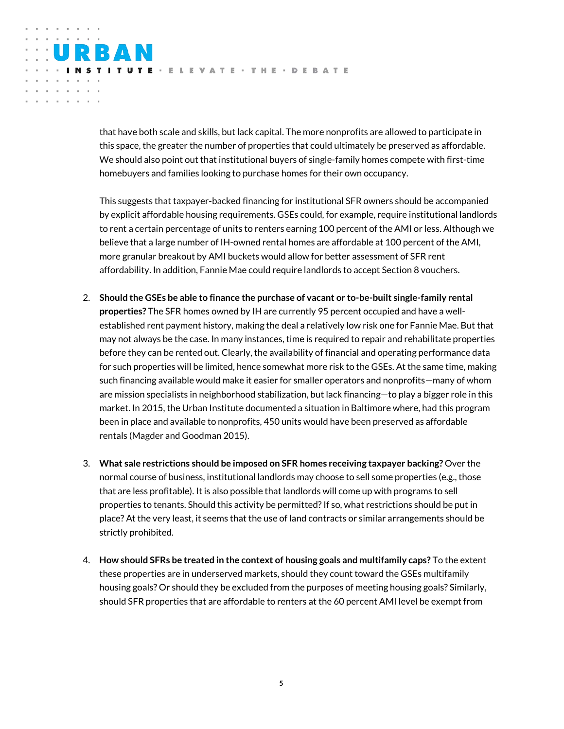that have both scale and skills, but lack capital. The more nonprofits are allowed to participate in this space, the greater the number of properties that could ultimately be preserved as affordable. We should also point out that institutional buyers of single-family homes compete with first-time homebuyers and families looking to purchase homes for their own occupancy.

This suggests that taxpayer-backed financing for institutional SFR owners should be accompanied by explicit affordable housing requirements. GSEs could, for example, require institutional landlords to rent a certain percentage of units to renters earning 100 percent of the AMI or less. Although we believe that a large number of IH-owned rental homes are affordable at 100 percent of the AMI, more granular breakout by AMI buckets would allow for better assessment of SFR rent affordability. In addition, Fannie Mae could require landlords to accept Section 8 vouchers.

2. **Should the GSEs be able to finance the purchase of vacant or to-be-built single-family rental properties?** The SFR homes owned by IH are currently 95 percent occupied and have a well-established rent payment history, making the deal a relatively low risk one for Fannie Mae. But that may not always be the case. In many instances, time is required to repair and rehabilitate properties before they can be rented out. Clearly, the availability of financial and operating performance data for such properties will be limited, hence somewhat more risk to the GSEs. At the same time, making such financing available would make it easier for smaller operators and nonprofits—many of whom are mission specialists in neighborhood stabilization, but lack financing—to play a bigger role in this market. In 2015, the Urban Institute documented a situation in Baltimore where, had this program been in place and available to nonprofits, 450 units would have been preserved as affordable rentals (Magder and Goodman 2015).

3. **What sale restrictions should be imposed on SFR homes receiving taxpayer backing?** Over the normal course of business, institutional landlords may choose to sell some properties (e.g., those that are less profitable). It is also possible that landlords will come up with programs to sell properties to tenants. Should this activity be permitted? If so, what restrictions should be put in place? At the very least, it seems that the use of land contracts or similar arrangements should be strictly prohibited.

4. **How should SFRs be treated in the context of housing goals and multifamily caps?** To the extent these properties are in underserved markets, should they count toward the GSEs multifamily housing goals? Or should they be excluded from the purposes of meeting housing goals? Similarly, should SFR properties that are affordable to renters at the 60 percent AMI level be exempt from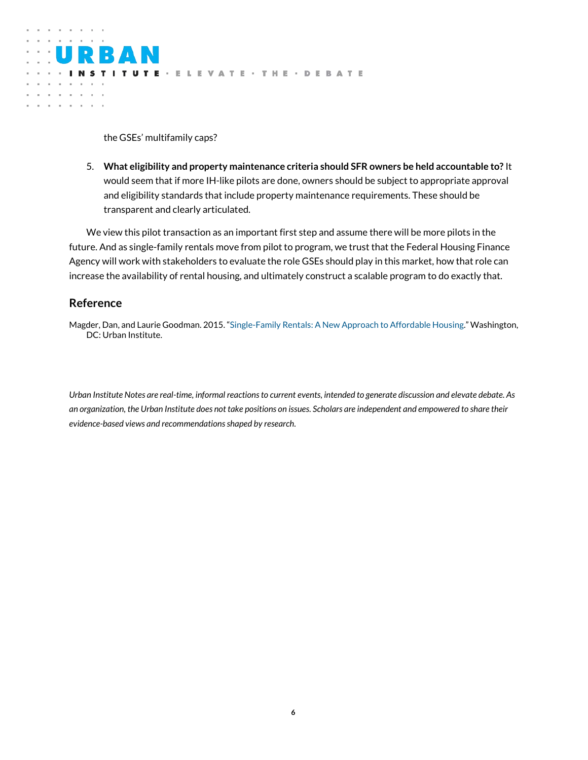the GSEs' multifamily caps?

5. **What eligibility and property maintenance criteria should SFR owners be held accountable to?** It would seem that if more IH-like pilots are done, owners should be subject to appropriate approval and eligibility standards that include property maintenance requirements. These should be transparent and clearly articulated.

We view this pilot transaction as an important first step and assume there will be more pilots in the future. And as single-family rentals move from pilot to program, we trust that the Federal Housing Finance Agency will work with stakeholders to evaluate the role GSEs should play in this market, how that role can increase the availability of rental housing, and ultimately construct a scalable program to do exactly that.

## Reference

Magder, Dan, and Laurie Goodman. 2015. "Single-Family Rentals: A New Approach to Affordable Housing." Washington, DC: Urban Institute.

*Urban Institute Notes are real-time, informal reactions to current events, intended to generate discussion and elevate debate. As an organization, the Urban Institute does not take positions on issues. Scholars are independent and empowered to share their evidence-based views and recommendations shaped by research.*